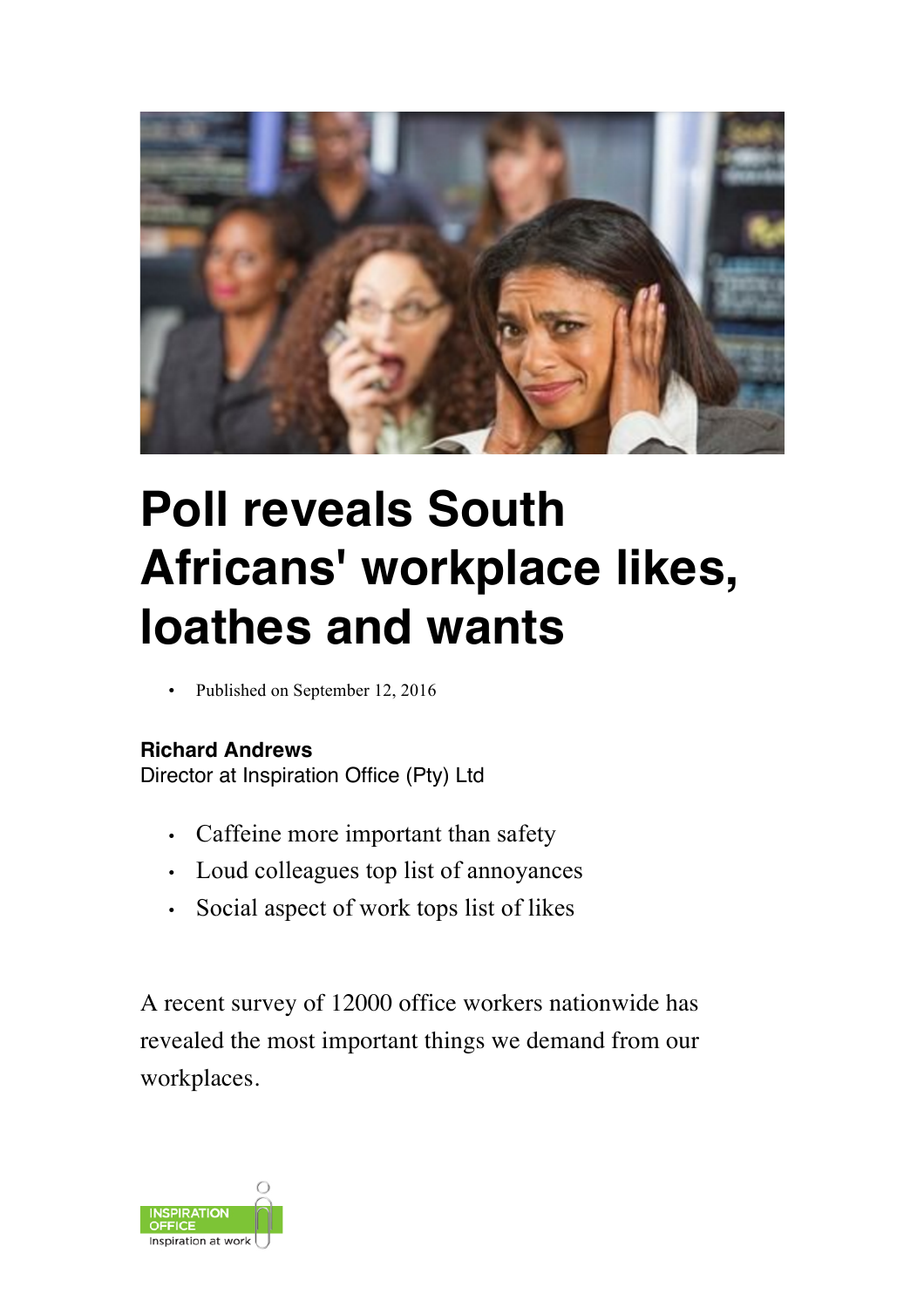# Poll reveals South Africans' workplace likes, loathes and wants

- Published on September 12, 2016

**Richard Andrews**
Director at Inspiration Office (Pty) Ltd

- Caffeine more important than safety
- Loud colleagues top list of annoyances
- Social aspect of work tops list of likes

A recent survey of 12000 office workers nationwide has revealed the most important things we demand from our workplaces.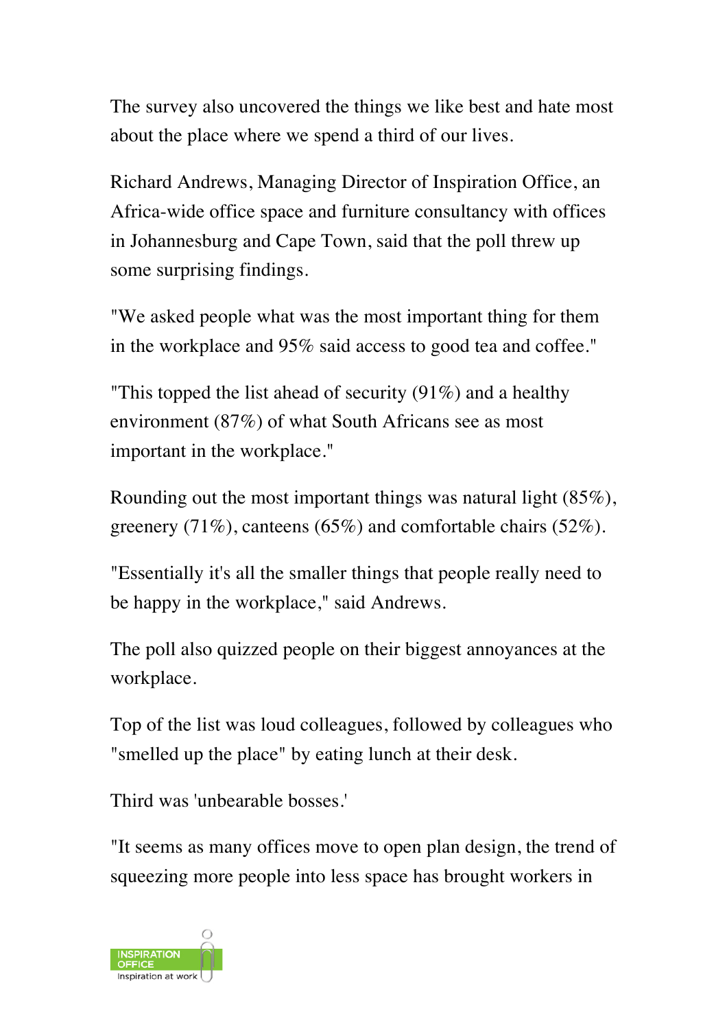The survey also uncovered the things we like best and hate most about the place where we spend a third of our lives.

Richard Andrews, Managing Director of Inspiration Office, an Africa-wide office space and furniture consultancy with offices in Johannesburg and Cape Town, said that the poll threw up some surprising findings.

"We asked people what was the most important thing for them in the workplace and 95% said access to good tea and coffee."

"This topped the list ahead of security (91%) and a healthy environment (87%) of what South Africans see as most important in the workplace."

Rounding out the most important things was natural light (85%), greenery (71%), canteens (65%) and comfortable chairs (52%).

"Essentially it's all the smaller things that people really need to be happy in the workplace," said Andrews.

The poll also quizzed people on their biggest annoyances at the workplace.

Top of the list was loud colleagues, followed by colleagues who "smelled up the place" by eating lunch at their desk.

Third was 'unbearable bosses.'

"It seems as many offices move to open plan design, the trend of squeezing more people into less space has brought workers in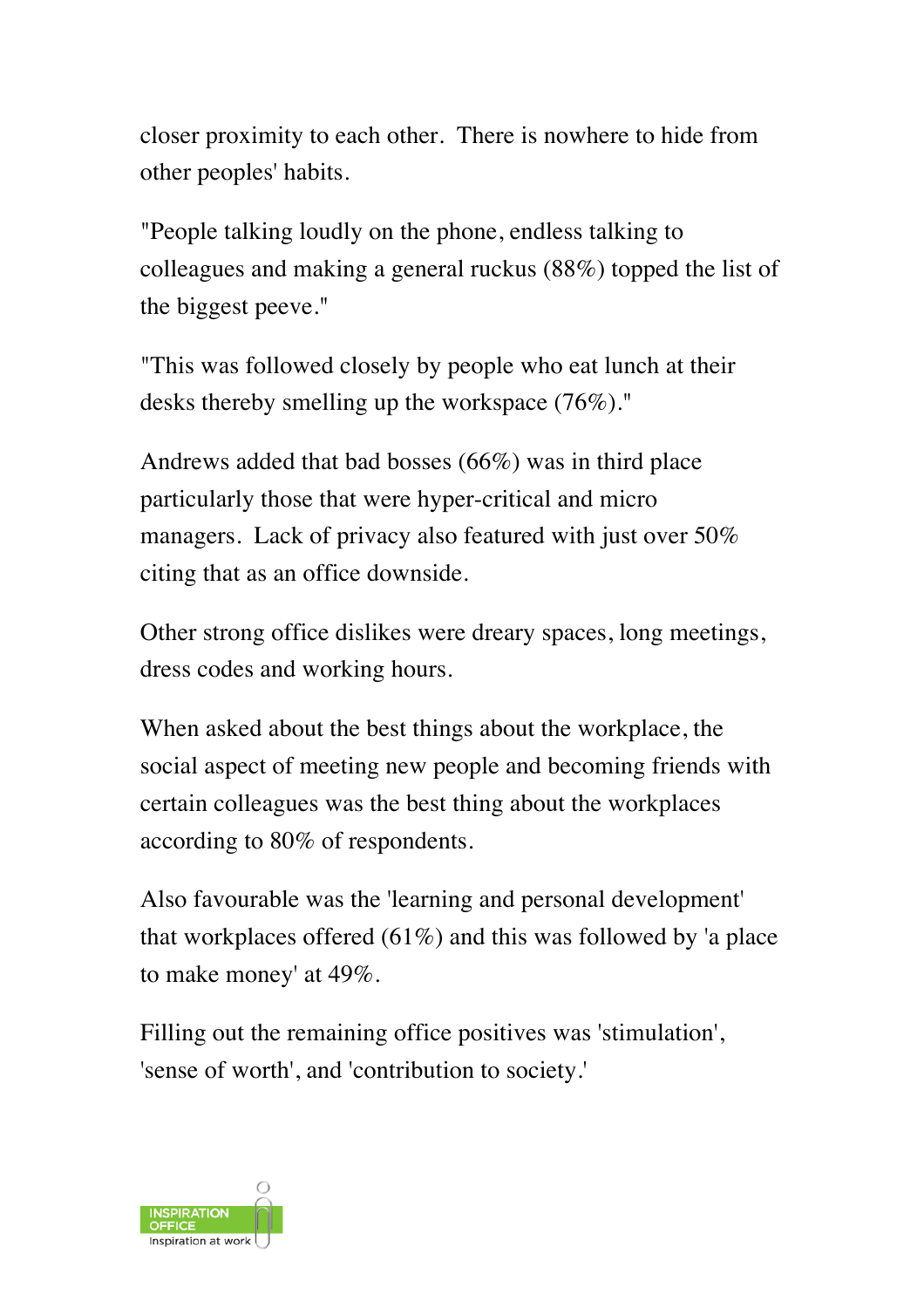closer proximity to each other. There is nowhere to hide from other peoples' habits.

"People talking loudly on the phone, endless talking to colleagues and making a general ruckus (88%) topped the list of the biggest peeve."

"This was followed closely by people who eat lunch at their desks thereby smelling up the workspace (76%)."

Andrews added that bad bosses (66%) was in third place particularly those that were hyper-critical and micro managers. Lack of privacy also featured with just over 50% citing that as an office downside.

Other strong office dislikes were dreary spaces, long meetings, dress codes and working hours.

When asked about the best things about the workplace, the social aspect of meeting new people and becoming friends with certain colleagues was the best thing about the workplaces according to 80% of respondents.

Also favourable was the 'learning and personal development' that workplaces offered (61%) and this was followed by 'a place to make money' at 49%.

Filling out the remaining office positives was 'stimulation', 'sense of worth', and 'contribution to society.'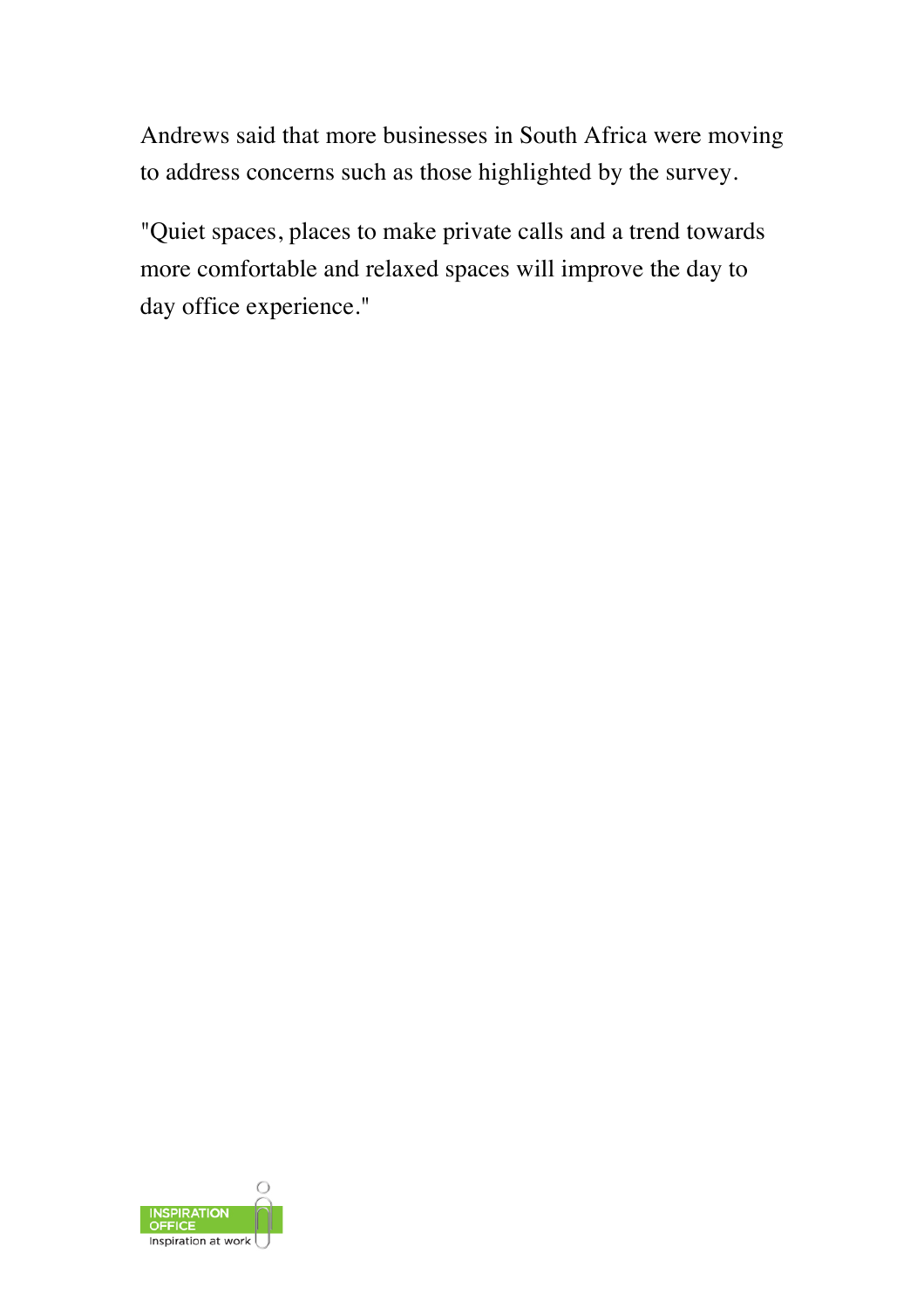Andrews said that more businesses in South Africa were moving to address concerns such as those highlighted by the survey.

"Quiet spaces, places to make private calls and a trend towards more comfortable and relaxed spaces will improve the day to day office experience."